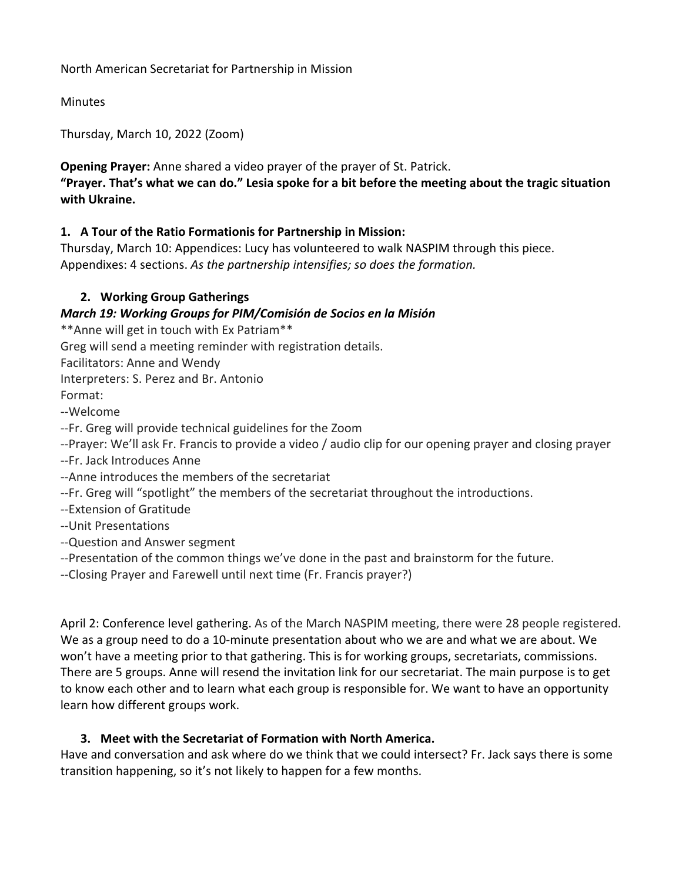North American Secretariat for Partnership in Mission

Minutes

Thursday, March 10, 2022 (Zoom)

**Opening Prayer:** Anne shared a video prayer of the prayer of St. Patrick.
**"Prayer. That's what we can do." Lesia spoke for a bit before the meeting about the tragic situation with Ukraine.**

1. **A Tour of the Ratio Formationis for Partnership in Mission:**

Thursday, March 10: Appendices: Lucy has volunteered to walk NASPIM through this piece.
Appendixes: 4 sections. *As the partnership intensifies; so does the formation.*

2. **Working Group Gatherings**

***March 19: Working Groups for PIM/Comisión de Socios en la Misión***

**Anne will get in touch with Ex Patriam**
Greg will send a meeting reminder with registration details.
Facilitators: Anne and Wendy
Interpreters: S. Perez and Br. Antonio
Format:
--Welcome
--Fr. Greg will provide technical guidelines for the Zoom
--Prayer: We'll ask Fr. Francis to provide a video / audio clip for our opening prayer and closing prayer
--Fr. Jack Introduces Anne
--Anne introduces the members of the secretariat
--Fr. Greg will "spotlight" the members of the secretariat throughout the introductions.
--Extension of Gratitude
--Unit Presentations
--Question and Answer segment
--Presentation of the common things we've done in the past and brainstorm for the future.
--Closing Prayer and Farewell until next time (Fr. Francis prayer?)

April 2: Conference level gathering. As of the March NASPIM meeting, there were 28 people registered. We as a group need to do a 10-minute presentation about who we are and what we are about. We won't have a meeting prior to that gathering. This is for working groups, secretariats, commissions. There are 5 groups. Anne will resend the invitation link for our secretariat. The main purpose is to get to know each other and to learn what each group is responsible for. We want to have an opportunity learn how different groups work.

3. **Meet with the Secretariat of Formation with North America.**

Have and conversation and ask where do we think that we could intersect? Fr. Jack says there is some transition happening, so it's not likely to happen for a few months.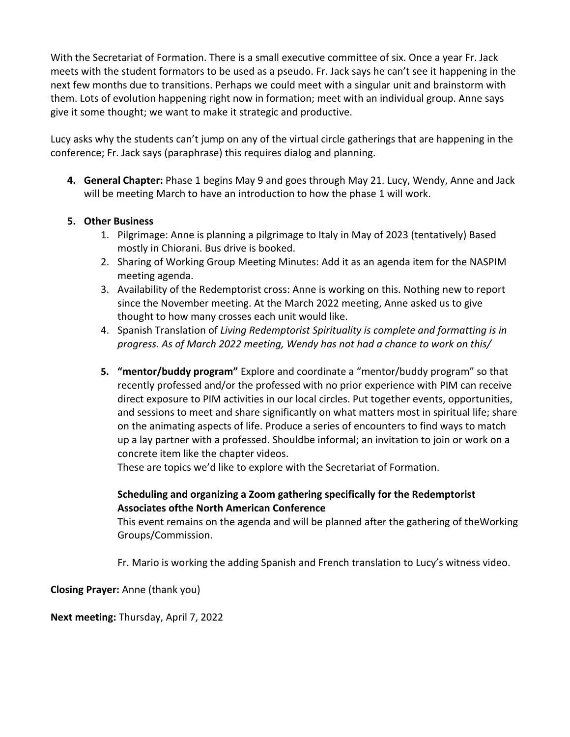With the Secretariat of Formation. There is a small executive committee of six. Once a year Fr. Jack meets with the student formators to be used as a pseudo. Fr. Jack says he can't see it happening in the next few months due to transitions. Perhaps we could meet with a singular unit and brainstorm with them. Lots of evolution happening right now in formation; meet with an individual group. Anne says give it some thought; we want to make it strategic and productive.

Lucy asks why the students can't jump on any of the virtual circle gatherings that are happening in the conference; Fr. Jack says (paraphrase) this requires dialog and planning.

4. **General Chapter:** Phase 1 begins May 9 and goes through May 21. Lucy, Wendy, Anne and Jack will be meeting March to have an introduction to how the phase 1 will work.

5. **Other Business**
   1. Pilgrimage: Anne is planning a pilgrimage to Italy in May of 2023 (tentatively) Based mostly in Chiorani. Bus drive is booked.
   2. Sharing of Working Group Meeting Minutes: Add it as an agenda item for the NASPIM meeting agenda.
   3. Availability of the Redemptorist cross: Anne is working on this. Nothing new to report since the November meeting. At the March 2022 meeting, Anne asked us to give thought to how many crosses each unit would like.
   4. Spanish Translation of *Living Redemptorist Spirituality is complete and formatting is in progress. As of March 2022 meeting, Wendy has not had a chance to work on this/*
   5. **"mentor/buddy program"** Explore and coordinate a "mentor/buddy program" so that recently professed and/or the professed with no prior experience with PIM can receive direct exposure to PIM activities in our local circles. Put together events, opportunities, and sessions to meet and share significantly on what matters most in spiritual life; share on the animating aspects of life. Produce a series of encounters to find ways to match up a lay partner with a professed. Shouldbe informal; an invitation to join or work on a concrete item like the chapter videos.
      These are topics we'd like to explore with the Secretariat of Formation.

      **Scheduling and organizing a Zoom gathering specifically for the Redemptorist Associates ofthe North American Conference**
      This event remains on the agenda and will be planned after the gathering of theWorking Groups/Commission.

      Fr. Mario is working the adding Spanish and French translation to Lucy's witness video.

**Closing Prayer:** Anne (thank you)

**Next meeting:** Thursday, April 7, 2022